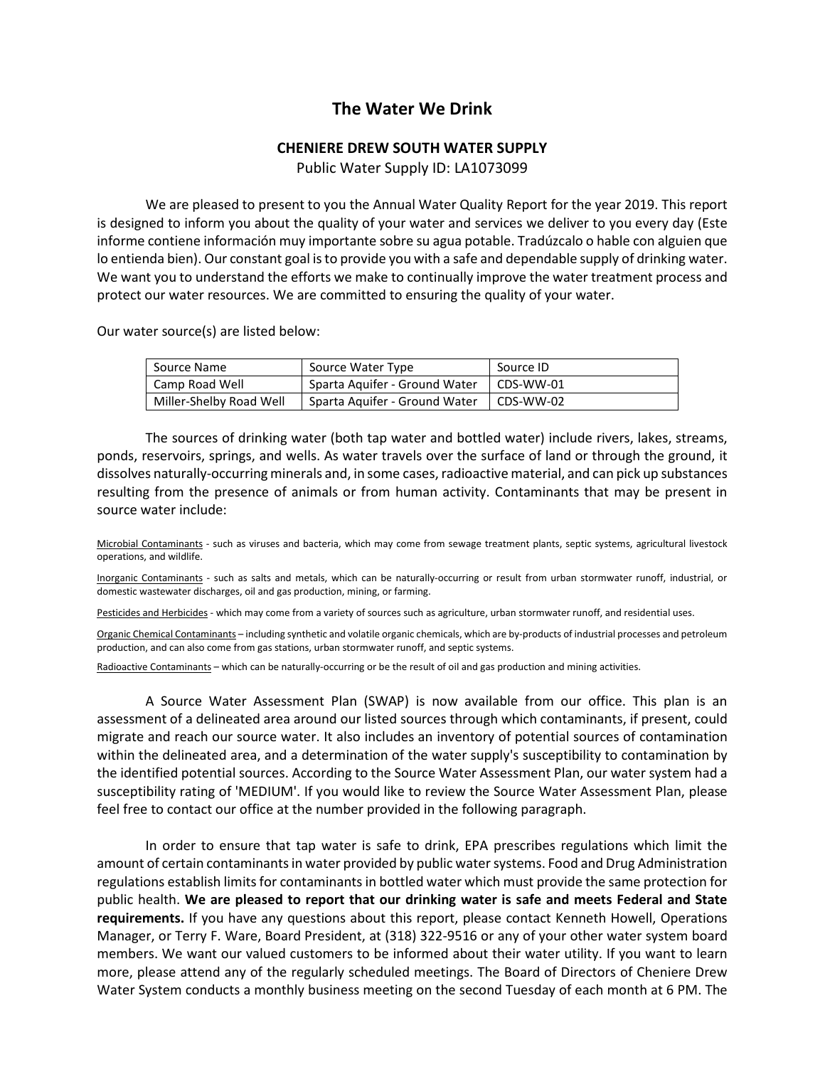# The Water We Drink

**CHENIERE DREW SOUTH WATER SUPPLY**

Public Water Supply ID: LA1073099

We are pleased to present to you the Annual Water Quality Report for the year 2019. This report is designed to inform you about the quality of your water and services we deliver to you every day (Este informe contiene información muy importante sobre su agua potable. Tradúzcalo o hable con alguien que lo entienda bien). Our constant goal is to provide you with a safe and dependable supply of drinking water. We want you to understand the efforts we make to continually improve the water treatment process and protect our water resources. We are committed to ensuring the quality of your water.

Our water source(s) are listed below:

| Source Name | Source Water Type | Source ID |
| --- | --- | --- |
| Camp Road Well | Sparta Aquifer - Ground Water | CDS-WW-01 |
| Miller-Shelby Road Well | Sparta Aquifer - Ground Water | CDS-WW-02 |

The sources of drinking water (both tap water and bottled water) include rivers, lakes, streams, ponds, reservoirs, springs, and wells. As water travels over the surface of land or through the ground, it dissolves naturally-occurring minerals and, in some cases, radioactive material, and can pick up substances resulting from the presence of animals or from human activity. Contaminants that may be present in source water include:

Microbial Contaminants - such as viruses and bacteria, which may come from sewage treatment plants, septic systems, agricultural livestock operations, and wildlife.

Inorganic Contaminants - such as salts and metals, which can be naturally-occurring or result from urban stormwater runoff, industrial, or domestic wastewater discharges, oil and gas production, mining, or farming.

Pesticides and Herbicides - which may come from a variety of sources such as agriculture, urban stormwater runoff, and residential uses.

Organic Chemical Contaminants – including synthetic and volatile organic chemicals, which are by-products of industrial processes and petroleum production, and can also come from gas stations, urban stormwater runoff, and septic systems.

Radioactive Contaminants – which can be naturally-occurring or be the result of oil and gas production and mining activities.

A Source Water Assessment Plan (SWAP) is now available from our office. This plan is an assessment of a delineated area around our listed sources through which contaminants, if present, could migrate and reach our source water. It also includes an inventory of potential sources of contamination within the delineated area, and a determination of the water supply's susceptibility to contamination by the identified potential sources. According to the Source Water Assessment Plan, our water system had a susceptibility rating of 'MEDIUM'. If you would like to review the Source Water Assessment Plan, please feel free to contact our office at the number provided in the following paragraph.

In order to ensure that tap water is safe to drink, EPA prescribes regulations which limit the amount of certain contaminants in water provided by public water systems. Food and Drug Administration regulations establish limits for contaminants in bottled water which must provide the same protection for public health. **We are pleased to report that our drinking water is safe and meets Federal and State requirements.** If you have any questions about this report, please contact Kenneth Howell, Operations Manager, or Terry F. Ware, Board President, at (318) 322-9516 or any of your other water system board members. We want our valued customers to be informed about their water utility. If you want to learn more, please attend any of the regularly scheduled meetings. The Board of Directors of Cheniere Drew Water System conducts a monthly business meeting on the second Tuesday of each month at 6 PM. The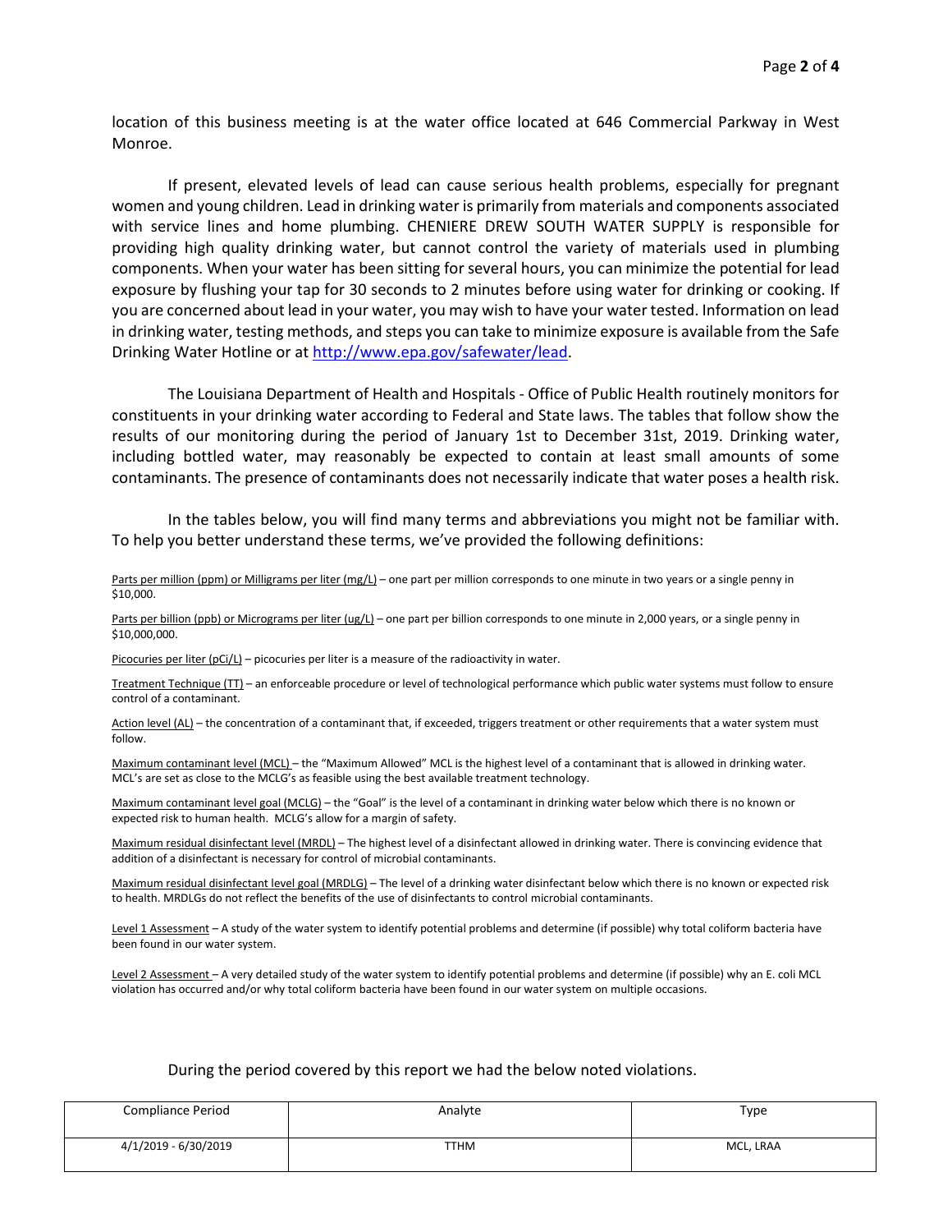location of this business meeting is at the water office located at 646 Commercial Parkway in West Monroe.

If present, elevated levels of lead can cause serious health problems, especially for pregnant women and young children. Lead in drinking water is primarily from materials and components associated with service lines and home plumbing. CHENIERE DREW SOUTH WATER SUPPLY is responsible for providing high quality drinking water, but cannot control the variety of materials used in plumbing components. When your water has been sitting for several hours, you can minimize the potential for lead exposure by flushing your tap for 30 seconds to 2 minutes before using water for drinking or cooking. If you are concerned about lead in your water, you may wish to have your water tested. Information on lead in drinking water, testing methods, and steps you can take to minimize exposure is available from the Safe Drinking Water Hotline or at http://www.epa.gov/safewater/lead.

The Louisiana Department of Health and Hospitals - Office of Public Health routinely monitors for constituents in your drinking water according to Federal and State laws. The tables that follow show the results of our monitoring during the period of January 1st to December 31st, 2019. Drinking water, including bottled water, may reasonably be expected to contain at least small amounts of some contaminants. The presence of contaminants does not necessarily indicate that water poses a health risk.

In the tables below, you will find many terms and abbreviations you might not be familiar with. To help you better understand these terms, we've provided the following definitions:

Parts per million (ppm) or Milligrams per liter (mg/L) – one part per million corresponds to one minute in two years or a single penny in $10,000.

Parts per billion (ppb) or Micrograms per liter (ug/L) – one part per billion corresponds to one minute in 2,000 years, or a single penny in $10,000,000.

Picocuries per liter (pCi/L) – picocuries per liter is a measure of the radioactivity in water.

Treatment Technique (TT) – an enforceable procedure or level of technological performance which public water systems must follow to ensure control of a contaminant.

Action level (AL) – the concentration of a contaminant that, if exceeded, triggers treatment or other requirements that a water system must follow.

Maximum contaminant level (MCL) – the "Maximum Allowed" MCL is the highest level of a contaminant that is allowed in drinking water. MCL's are set as close to the MCLG's as feasible using the best available treatment technology.

Maximum contaminant level goal (MCLG) – the "Goal" is the level of a contaminant in drinking water below which there is no known or expected risk to human health. MCLG's allow for a margin of safety.

Maximum residual disinfectant level (MRDL) – The highest level of a disinfectant allowed in drinking water. There is convincing evidence that addition of a disinfectant is necessary for control of microbial contaminants.

Maximum residual disinfectant level goal (MRDLG) – The level of a drinking water disinfectant below which there is no known or expected risk to health. MRDLGs do not reflect the benefits of the use of disinfectants to control microbial contaminants.

Level 1 Assessment – A study of the water system to identify potential problems and determine (if possible) why total coliform bacteria have been found in our water system.

Level 2 Assessment – A very detailed study of the water system to identify potential problems and determine (if possible) why an E. coli MCL violation has occurred and/or why total coliform bacteria have been found in our water system on multiple occasions.

During the period covered by this report we had the below noted violations.

| Compliance Period | Analyte | Type |
|---|---|---|
| 4/1/2019 - 6/30/2019 | TTHM | MCL, LRAA |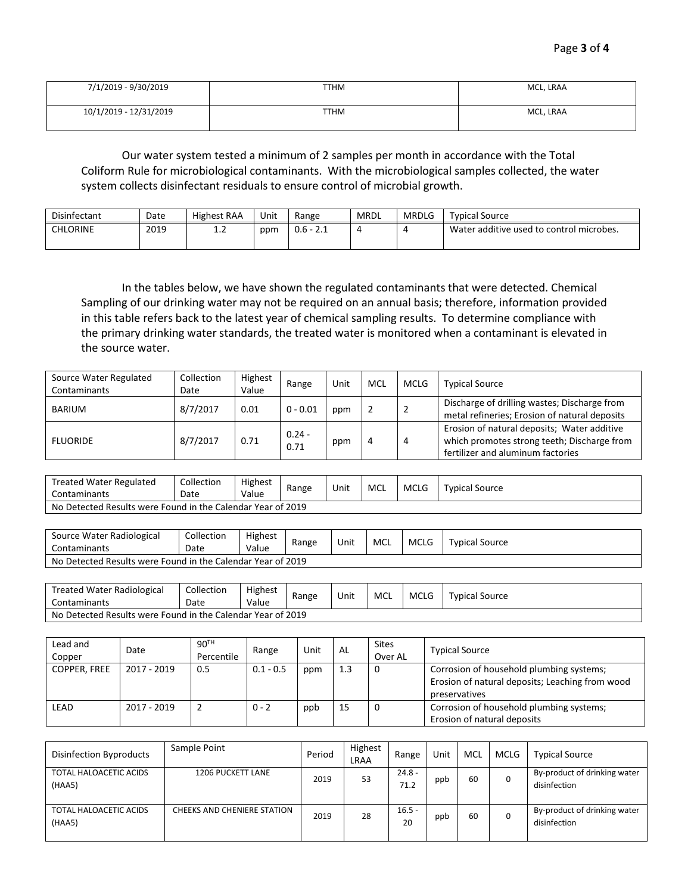| 7/1/2019 - 9/30/2019 | TTHM | MCL, LRAA |
|---|---|---|
| 10/1/2019 - 12/31/2019 | TTHM | MCL, LRAA |

Our water system tested a minimum of 2 samples per month in accordance with the Total Coliform Rule for microbiological contaminants. With the microbiological samples collected, the water system collects disinfectant residuals to ensure control of microbial growth.

| Disinfectant | Date | Highest RAA | Unit | Range | MRDL | MRDLG | Typical Source |
|---|---|---|---|---|---|---|---|
| CHLORINE | 2019 | 1.2 | ppm | 0.6 - 2.1 | 4 | 4 | Water additive used to control microbes. |

In the tables below, we have shown the regulated contaminants that were detected. Chemical Sampling of our drinking water may not be required on an annual basis; therefore, information provided in this table refers back to the latest year of chemical sampling results. To determine compliance with the primary drinking water standards, the treated water is monitored when a contaminant is elevated in the source water.

| Source Water Regulated Contaminants | Collection Date | Highest Value | Range | Unit | MCL | MCLG | Typical Source |
|---|---|---|---|---|---|---|---|
| BARIUM | 8/7/2017 | 0.01 | 0 - 0.01 | ppm | 2 | 2 | Discharge of drilling wastes; Discharge from metal refineries; Erosion of natural deposits |
| FLUORIDE | 8/7/2017 | 0.71 | 0.24 - 0.71 | ppm | 4 | 4 | Erosion of natural deposits; Water additive which promotes strong teeth; Discharge from fertilizer and aluminum factories |

| Treated Water Regulated Contaminants | Collection Date | Highest Value | Range | Unit | MCL | MCLG | Typical Source |
|---|---|---|---|---|---|---|---|
| No Detected Results were Found in the Calendar Year of 2019 | | | | | | | |

| Source Water Radiological Contaminants | Collection Date | Highest Value | Range | Unit | MCL | MCLG | Typical Source |
|---|---|---|---|---|---|---|---|
| No Detected Results were Found in the Calendar Year of 2019 | | | | | | | |

| Treated Water Radiological Contaminants | Collection Date | Highest Value | Range | Unit | MCL | MCLG | Typical Source |
|---|---|---|---|---|---|---|---|
| No Detected Results were Found in the Calendar Year of 2019 | | | | | | | |

| Lead and Copper | Date | 90TH Percentile | Range | Unit | AL | Sites Over AL | Typical Source |
|---|---|---|---|---|---|---|---|
| COPPER, FREE | 2017 - 2019 | 0.5 | 0.1 - 0.5 | ppm | 1.3 | 0 | Corrosion of household plumbing systems; Erosion of natural deposits; Leaching from wood preservatives |
| LEAD | 2017 - 2019 | 2 | 0 - 2 | ppb | 15 | 0 | Corrosion of household plumbing systems; Erosion of natural deposits |

| Disinfection Byproducts | Sample Point | Period | Highest LRAA | Range | Unit | MCL | MCLG | Typical Source |
|---|---|---|---|---|---|---|---|---|
| TOTAL HALOACETIC ACIDS (HAA5) | 1206 PUCKETT LANE | 2019 | 53 | 24.8 - 71.2 | ppb | 60 | 0 | By-product of drinking water disinfection |
| TOTAL HALOACETIC ACIDS (HAA5) | CHEEKS AND CHENIERE STATION | 2019 | 28 | 16.5 - 20 | ppb | 60 | 0 | By-product of drinking water disinfection |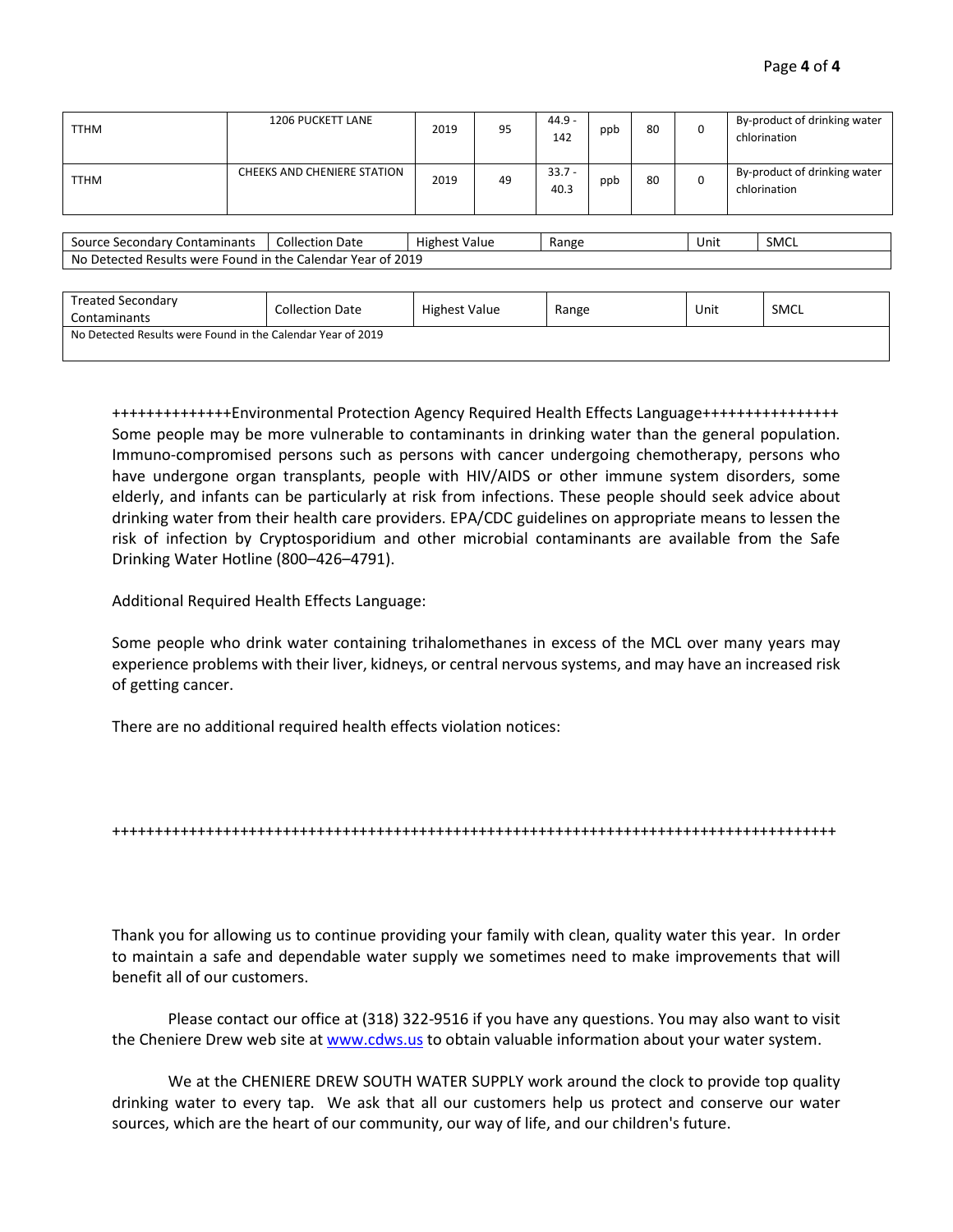| | | | | | | | | |
|---|---|---|---|---|---|---|---|---|
| TTHM | 1206 PUCKETT LANE | 2019 | 95 | 44.9 - 142 | ppb | 80 | 0 | By-product of drinking water chlorination |
| TTHM | CHEEKS AND CHENIERE STATION | 2019 | 49 | 33.7 - 40.3 | ppb | 80 | 0 | By-product of drinking water chlorination |

| Source Secondary Contaminants | Collection Date | Highest Value | Range | Unit | SMCL |
|---|---|---|---|---|---|
| No Detected Results were Found in the Calendar Year of 2019 | | | | | |

| Treated Secondary Contaminants | Collection Date | Highest Value | Range | Unit | SMCL |
|---|---|---|---|---|---|
| No Detected Results were Found in the Calendar Year of 2019 | | | | | |

++++++++++++++Environmental Protection Agency Required Health Effects Language++++++++++++++++
Some people may be more vulnerable to contaminants in drinking water than the general population. Immuno-compromised persons such as persons with cancer undergoing chemotherapy, persons who have undergone organ transplants, people with HIV/AIDS or other immune system disorders, some elderly, and infants can be particularly at risk from infections. These people should seek advice about drinking water from their health care providers. EPA/CDC guidelines on appropriate means to lessen the risk of infection by Cryptosporidium and other microbial contaminants are available from the Safe Drinking Water Hotline (800–426–4791).

Additional Required Health Effects Language:

Some people who drink water containing trihalomethanes in excess of the MCL over many years may experience problems with their liver, kidneys, or central nervous systems, and may have an increased risk of getting cancer.

There are no additional required health effects violation notices:

+++++++++++++++++++++++++++++++++++++++++++++++++++++++++++++++++++++++++++++++++++++++++

Thank you for allowing us to continue providing your family with clean, quality water this year. In order to maintain a safe and dependable water supply we sometimes need to make improvements that will benefit all of our customers.

Please contact our office at (318) 322-9516 if you have any questions. You may also want to visit the Cheniere Drew web site at www.cdws.us to obtain valuable information about your water system.

We at the CHENIERE DREW SOUTH WATER SUPPLY work around the clock to provide top quality drinking water to every tap. We ask that all our customers help us protect and conserve our water sources, which are the heart of our community, our way of life, and our children's future.